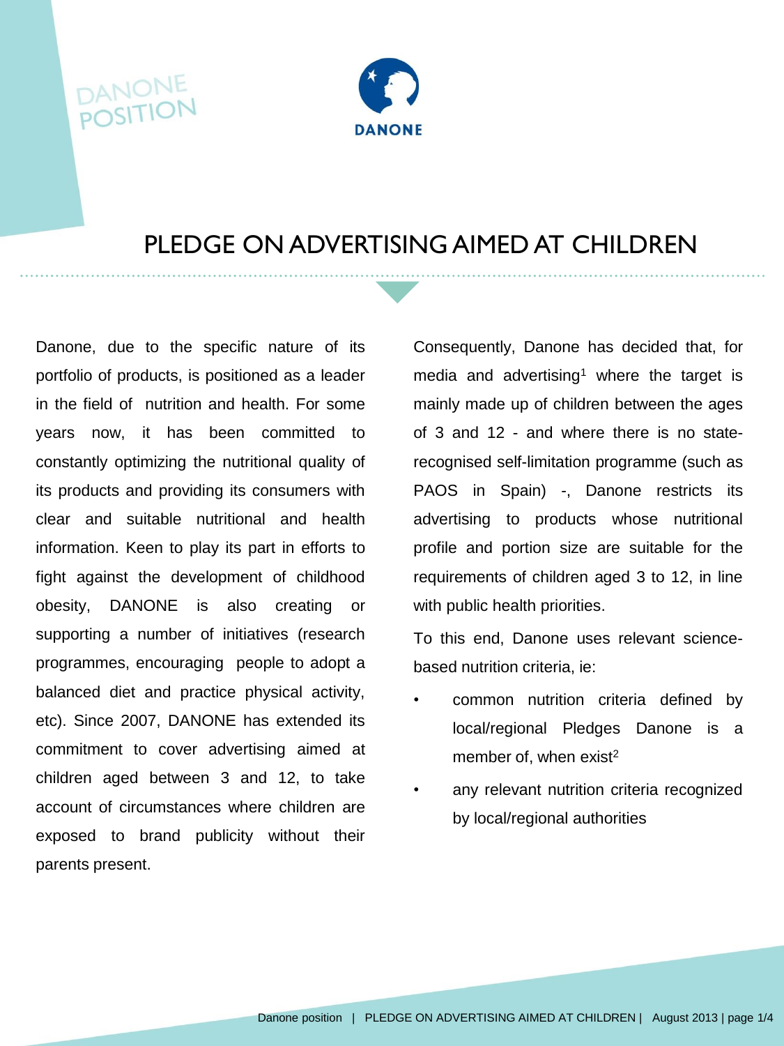DANONE POSITION

DANONE

# PLEDGE ON ADVERTISING AIMED AT CHILDREN

Danone, due to the specific nature of its portfolio of products, is positioned as a leader in the field of nutrition and health. For some years now, it has been committed to constantly optimizing the nutritional quality of its products and providing its consumers with clear and suitable nutritional and health information. Keen to play its part in efforts to fight against the development of childhood obesity, DANONE is also creating or supporting a number of initiatives (research programmes, encouraging people to adopt a balanced diet and practice physical activity, etc). Since 2007, DANONE has extended its commitment to cover advertising aimed at children aged between 3 and 12, to take account of circumstances where children are exposed to brand publicity without their parents present.

Consequently, Danone has decided that, for media and advertising[1] where the target is mainly made up of children between the ages of 3 and 12 - and where there is no state-recognised self-limitation programme (such as PAOS in Spain) -, Danone restricts its advertising to products whose nutritional profile and portion size are suitable for the requirements of children aged 3 to 12, in line with public health priorities.

To this end, Danone uses relevant science-based nutrition criteria, ie:

- common nutrition criteria defined by local/regional Pledges Danone is a member of, when exist[2]
- any relevant nutrition criteria recognized by local/regional authorities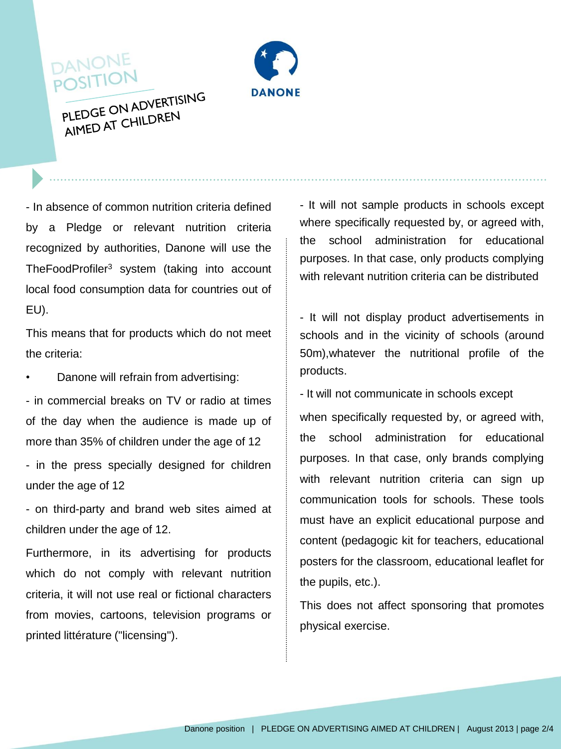- In absence of common nutrition criteria defined by a Pledge or relevant nutrition criteria recognized by authorities, Danone will use the TheFoodProfiler[3] system (taking into account local food consumption data for countries out of EU).

This means that for products which do not meet the criteria:

- Danone will refrain from advertising:

- in commercial breaks on TV or radio at times of the day when the audience is made up of more than 35% of children under the age of 12

- in the press specially designed for children under the age of 12

- on third-party and brand web sites aimed at children under the age of 12.

Furthermore, in its advertising for products which do not comply with relevant nutrition criteria, it will not use real or fictional characters from movies, cartoons, television programs or printed littérature ("licensing").

- It will not sample products in schools except where specifically requested by, or agreed with, the school administration for educational purposes. In that case, only products complying with relevant nutrition criteria can be distributed

- It will not display product advertisements in schools and in the vicinity of schools (around 50m),whatever the nutritional profile of the products.

- It will not communicate in schools except

when specifically requested by, or agreed with, the school administration for educational purposes. In that case, only brands complying with relevant nutrition criteria can sign up communication tools for schools. These tools must have an explicit educational purpose and content (pedagogic kit for teachers, educational posters for the classroom, educational leaflet for the pupils, etc.).

This does not affect sponsoring that promotes physical exercise.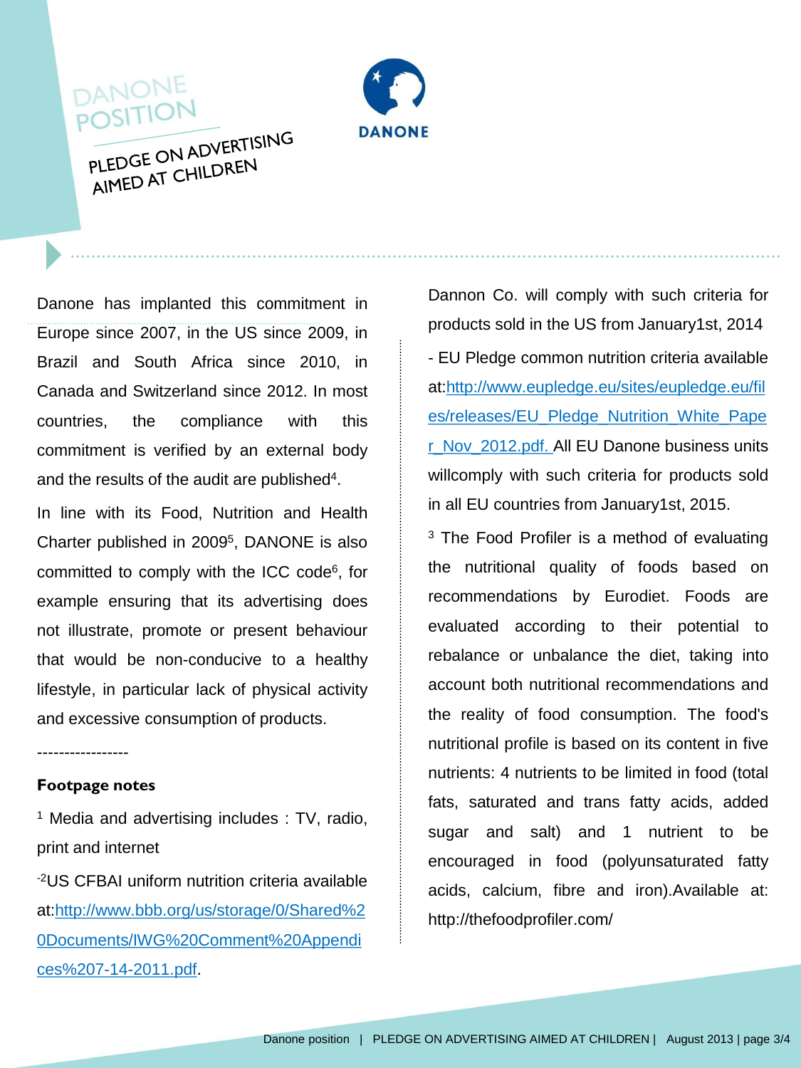Danone has implanted this commitment in Europe since 2007, in the US since 2009, in Brazil and South Africa since 2010, in Canada and Switzerland since 2012. In most countries, the compliance with this commitment is verified by an external body and the results of the audit are published[4].

In line with its Food, Nutrition and Health Charter published in 2009[5], DANONE is also committed to comply with the ICC code[6], for example ensuring that its advertising does not illustrate, promote or present behaviour that would be non-conducive to a healthy lifestyle, in particular lack of physical activity and excessive consumption of products.

-----------------

**Footpage notes**

[1] Media and advertising includes : TV, radio, print and internet

-[2]US CFBAI uniform nutrition criteria available at:[http://www.bbb.org/us/storage/0/Shared%20Documents/IWG%20Comment%20Appendices%207-14-2011.pdf](http://www.bbb.org/us/storage/0/Shared%20Documents/IWG%20Comment%20Appendices%207-14-2011.pdf). Dannon Co. will comply with such criteria for products sold in the US from January1st, 2014

- EU Pledge common nutrition criteria available at:[http://www.eupledge.eu/sites/eupledge.eu/files/releases/EU_Pledge_Nutrition_White_Paper_Nov_2012.pdf.](http://www.eupledge.eu/sites/eupledge.eu/files/releases/EU_Pledge_Nutrition_White_Paper_Nov_2012.pdf) All EU Danone business units willcomply with such criteria for products sold in all EU countries from January1st, 2015.

[3] The Food Profiler is a method of evaluating the nutritional quality of foods based on recommendations by Eurodiet. Foods are evaluated according to their potential to rebalance or unbalance the diet, taking into account both nutritional recommendations and the reality of food consumption. The food's nutritional profile is based on its content in five nutrients: 4 nutrients to be limited in food (total fats, saturated and trans fatty acids, added sugar and salt) and 1 nutrient to be encouraged in food (polyunsaturated fatty acids, calcium, fibre and iron).Available at: http://thefoodprofiler.com/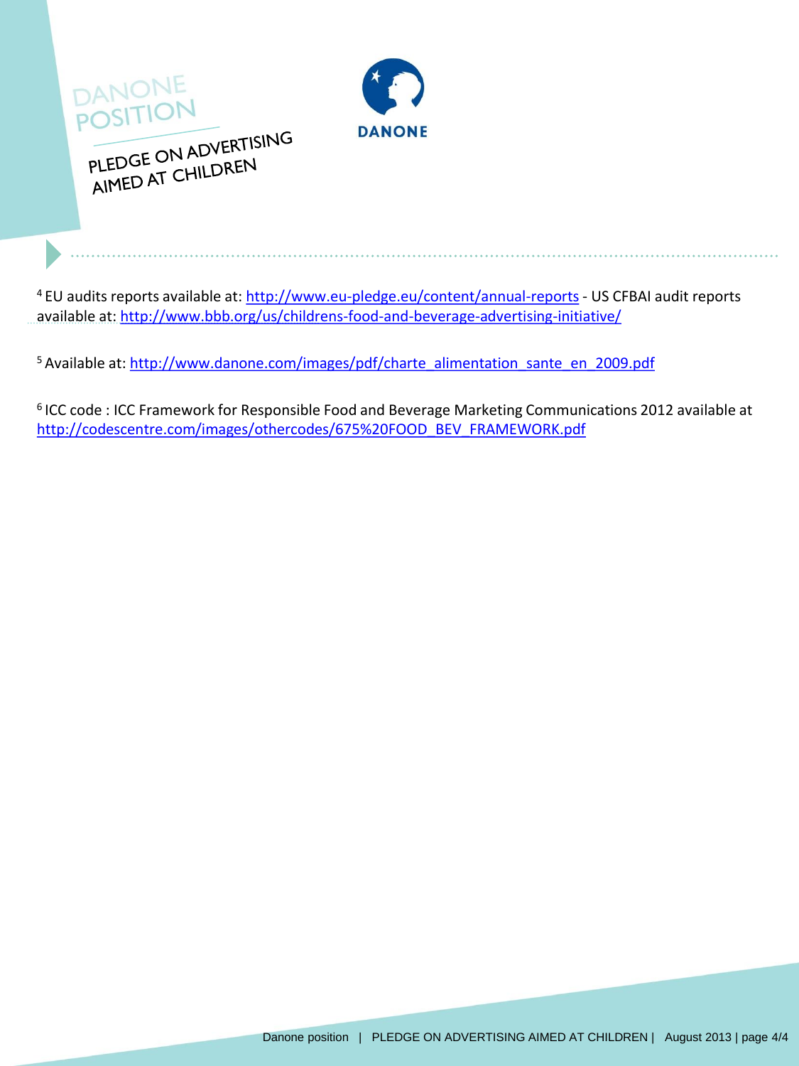[4] EU audits reports available at: http://www.eu-pledge.eu/content/annual-reports - US CFBAI audit reports available at: http://www.bbb.org/us/childrens-food-and-beverage-advertising-initiative/

[5] Available at: http://www.danone.com/images/pdf/charte_alimentation_sante_en_2009.pdf

[6] ICC code : ICC Framework for Responsible Food and Beverage Marketing Communications 2012 available at http://codescentre.com/images/othercodes/675%20FOOD_BEV_FRAMEWORK.pdf